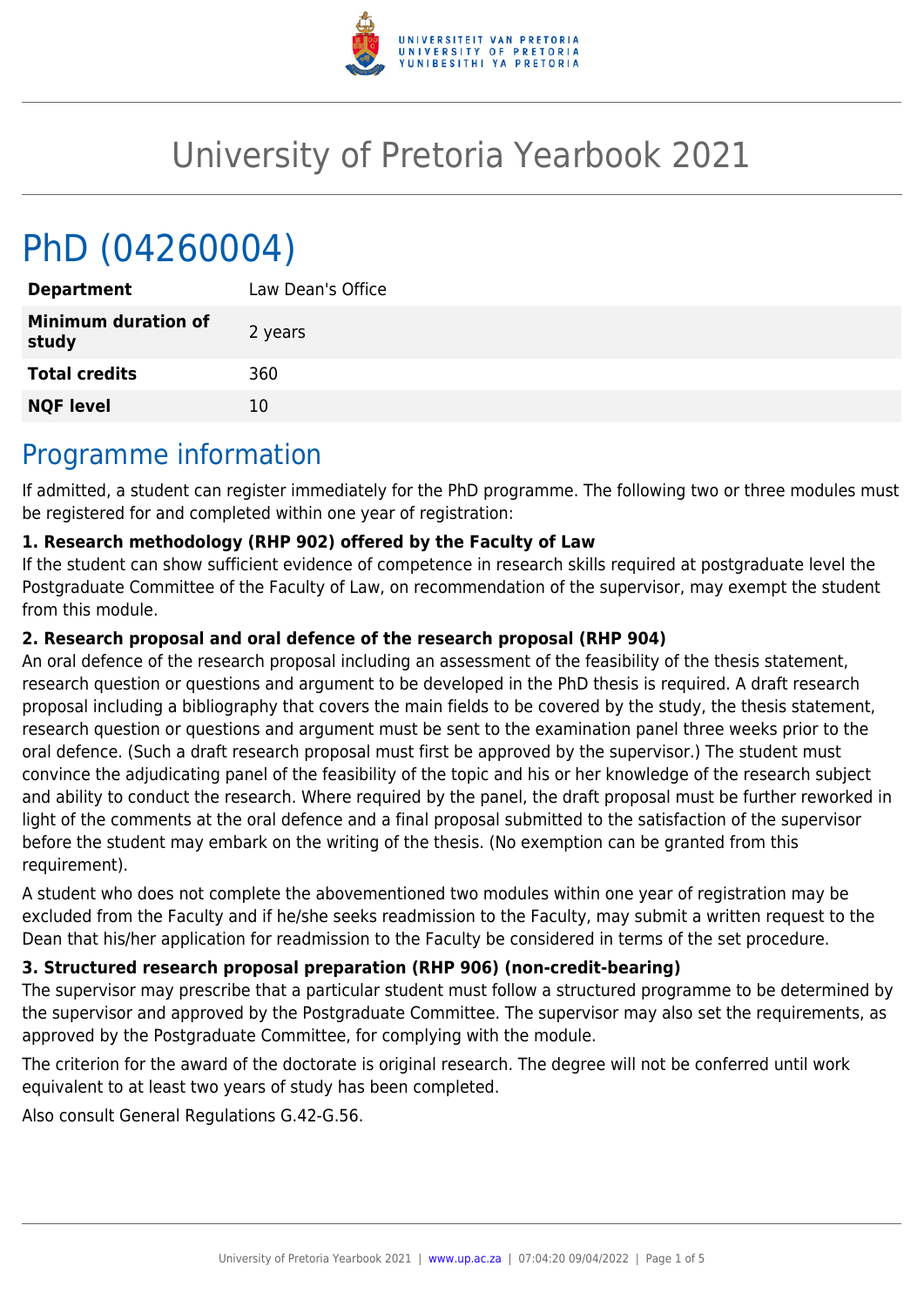# University of Pretoria Yearbook 2021

# PhD (04260004)

| | |
|---|---|
| **Department** | Law Dean's Office |
| **Minimum duration of study** | 2 years |
| **Total credits** | 360 |
| **NQF level** | 10 |

## Programme information

If admitted, a student can register immediately for the PhD programme. The following two or three modules must be registered for and completed within one year of registration:

**1. Research methodology (RHP 902) offered by the Faculty of Law**

If the student can show sufficient evidence of competence in research skills required at postgraduate level the Postgraduate Committee of the Faculty of Law, on recommendation of the supervisor, may exempt the student from this module.

**2. Research proposal and oral defence of the research proposal (RHP 904)**

An oral defence of the research proposal including an assessment of the feasibility of the thesis statement, research question or questions and argument to be developed in the PhD thesis is required. A draft research proposal including a bibliography that covers the main fields to be covered by the study, the thesis statement, research question or questions and argument must be sent to the examination panel three weeks prior to the oral defence. (Such a draft research proposal must first be approved by the supervisor.) The student must convince the adjudicating panel of the feasibility of the topic and his or her knowledge of the research subject and ability to conduct the research. Where required by the panel, the draft proposal must be further reworked in light of the comments at the oral defence and a final proposal submitted to the satisfaction of the supervisor before the student may embark on the writing of the thesis. (No exemption can be granted from this requirement).

A student who does not complete the abovementioned two modules within one year of registration may be excluded from the Faculty and if he/she seeks readmission to the Faculty, may submit a written request to the Dean that his/her application for readmission to the Faculty be considered in terms of the set procedure.

**3. Structured research proposal preparation (RHP 906) (non-credit-bearing)**

The supervisor may prescribe that a particular student must follow a structured programme to be determined by the supervisor and approved by the Postgraduate Committee. The supervisor may also set the requirements, as approved by the Postgraduate Committee, for complying with the module.

The criterion for the award of the doctorate is original research. The degree will not be conferred until work equivalent to at least two years of study has been completed.

Also consult General Regulations G.42-G.56.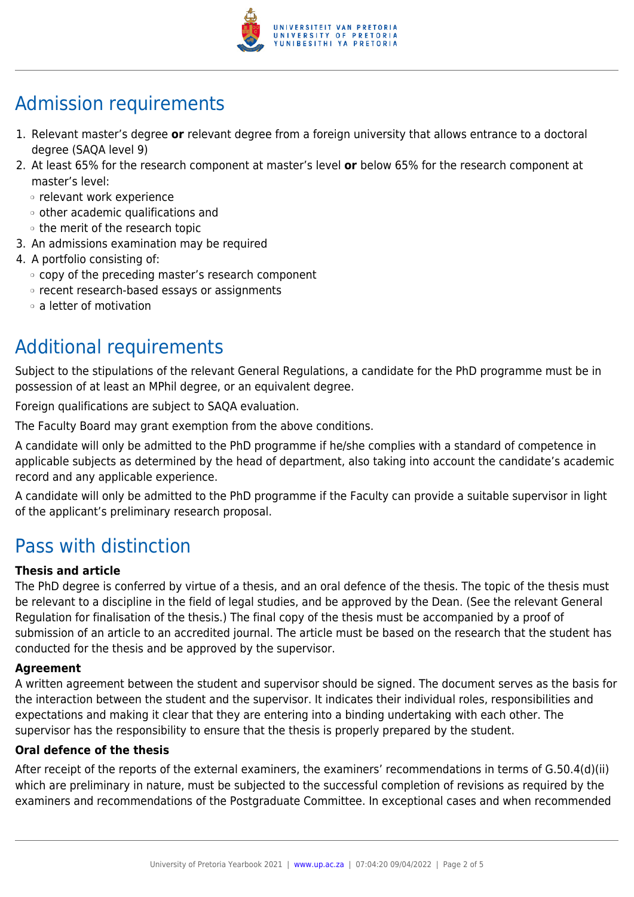## Admission requirements

1. Relevant master's degree **or** relevant degree from a foreign university that allows entrance to a doctoral degree (SAQA level 9)
2. At least 65% for the research component at master's level **or** below 65% for the research component at master's level:
   - relevant work experience
   - other academic qualifications and
   - the merit of the research topic
3. An admissions examination may be required
4. A portfolio consisting of:
   - copy of the preceding master's research component
   - recent research-based essays or assignments
   - a letter of motivation

## Additional requirements

Subject to the stipulations of the relevant General Regulations, a candidate for the PhD programme must be in possession of at least an MPhil degree, or an equivalent degree.

Foreign qualifications are subject to SAQA evaluation.

The Faculty Board may grant exemption from the above conditions.

A candidate will only be admitted to the PhD programme if he/she complies with a standard of competence in applicable subjects as determined by the head of department, also taking into account the candidate's academic record and any applicable experience.

A candidate will only be admitted to the PhD programme if the Faculty can provide a suitable supervisor in light of the applicant's preliminary research proposal.

## Pass with distinction

**Thesis and article**

The PhD degree is conferred by virtue of a thesis, and an oral defence of the thesis. The topic of the thesis must be relevant to a discipline in the field of legal studies, and be approved by the Dean. (See the relevant General Regulation for finalisation of the thesis.) The final copy of the thesis must be accompanied by a proof of submission of an article to an accredited journal. The article must be based on the research that the student has conducted for the thesis and be approved by the supervisor.

**Agreement**

A written agreement between the student and supervisor should be signed. The document serves as the basis for the interaction between the student and the supervisor. It indicates their individual roles, responsibilities and expectations and making it clear that they are entering into a binding undertaking with each other. The supervisor has the responsibility to ensure that the thesis is properly prepared by the student.

**Oral defence of the thesis**

After receipt of the reports of the external examiners, the examiners' recommendations in terms of G.50.4(d)(ii) which are preliminary in nature, must be subjected to the successful completion of revisions as required by the examiners and recommendations of the Postgraduate Committee. In exceptional cases and when recommended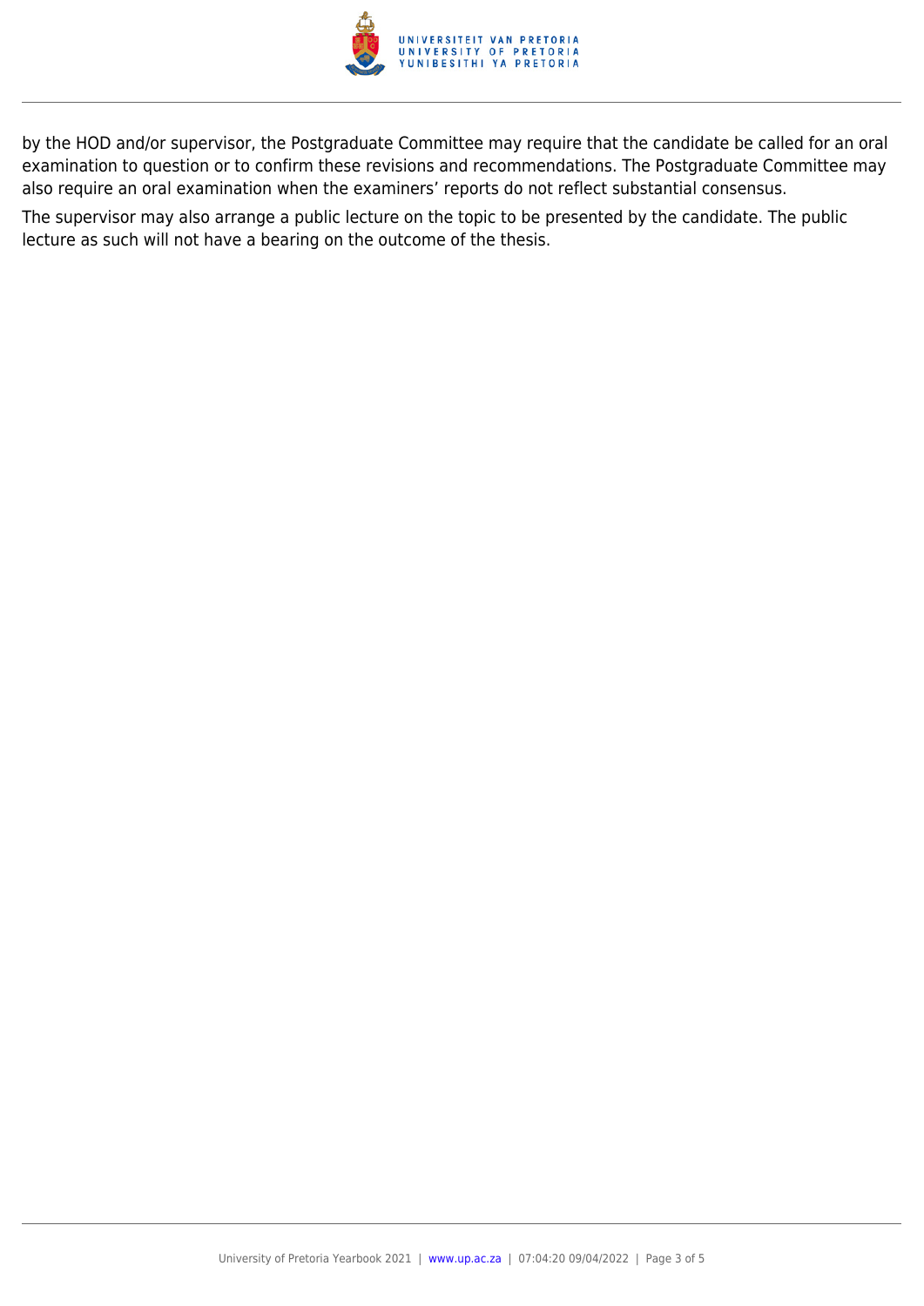by the HOD and/or supervisor, the Postgraduate Committee may require that the candidate be called for an oral examination to question or to confirm these revisions and recommendations. The Postgraduate Committee may also require an oral examination when the examiners' reports do not reflect substantial consensus.

The supervisor may also arrange a public lecture on the topic to be presented by the candidate. The public lecture as such will not have a bearing on the outcome of the thesis.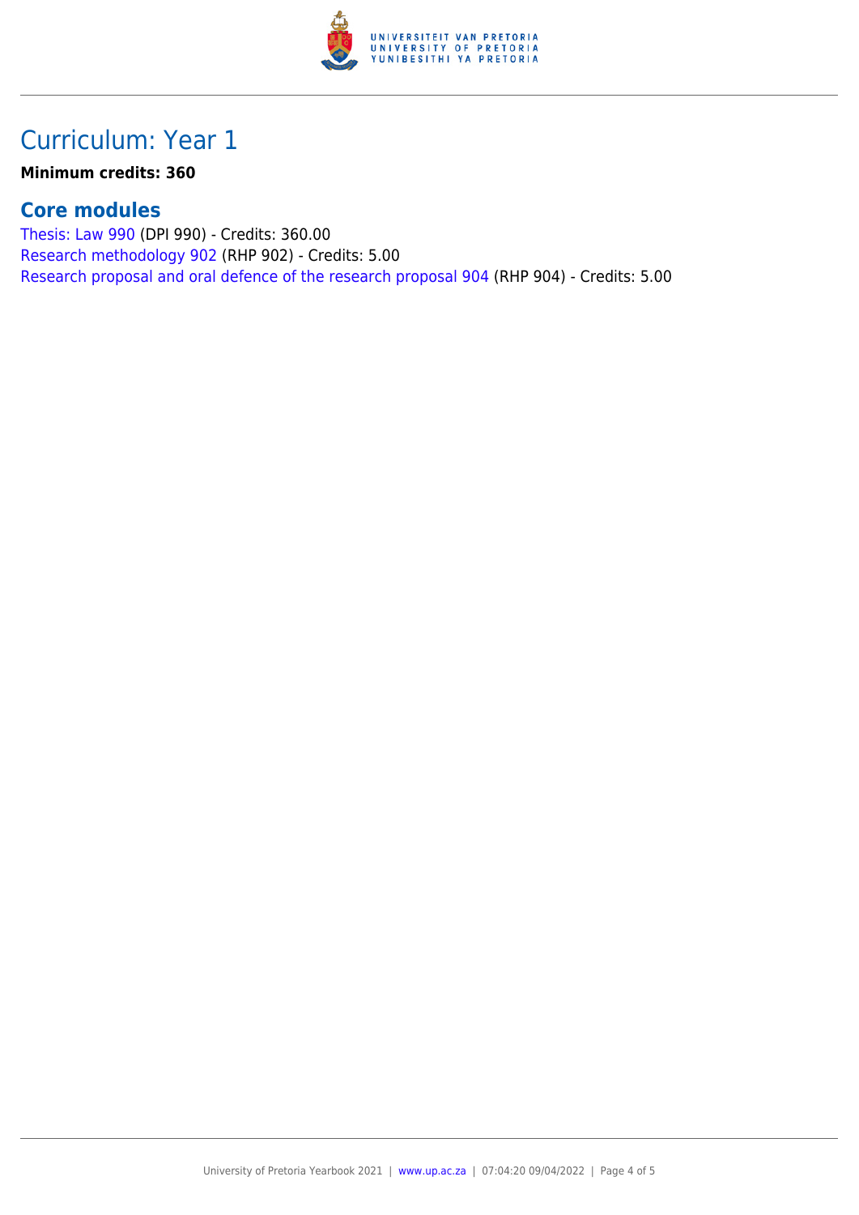## Curriculum: Year 1

**Minimum credits: 360**

### Core modules

Thesis: Law 990 (DPI 990) - Credits: 360.00
Research methodology 902 (RHP 902) - Credits: 5.00
Research proposal and oral defence of the research proposal 904 (RHP 904) - Credits: 5.00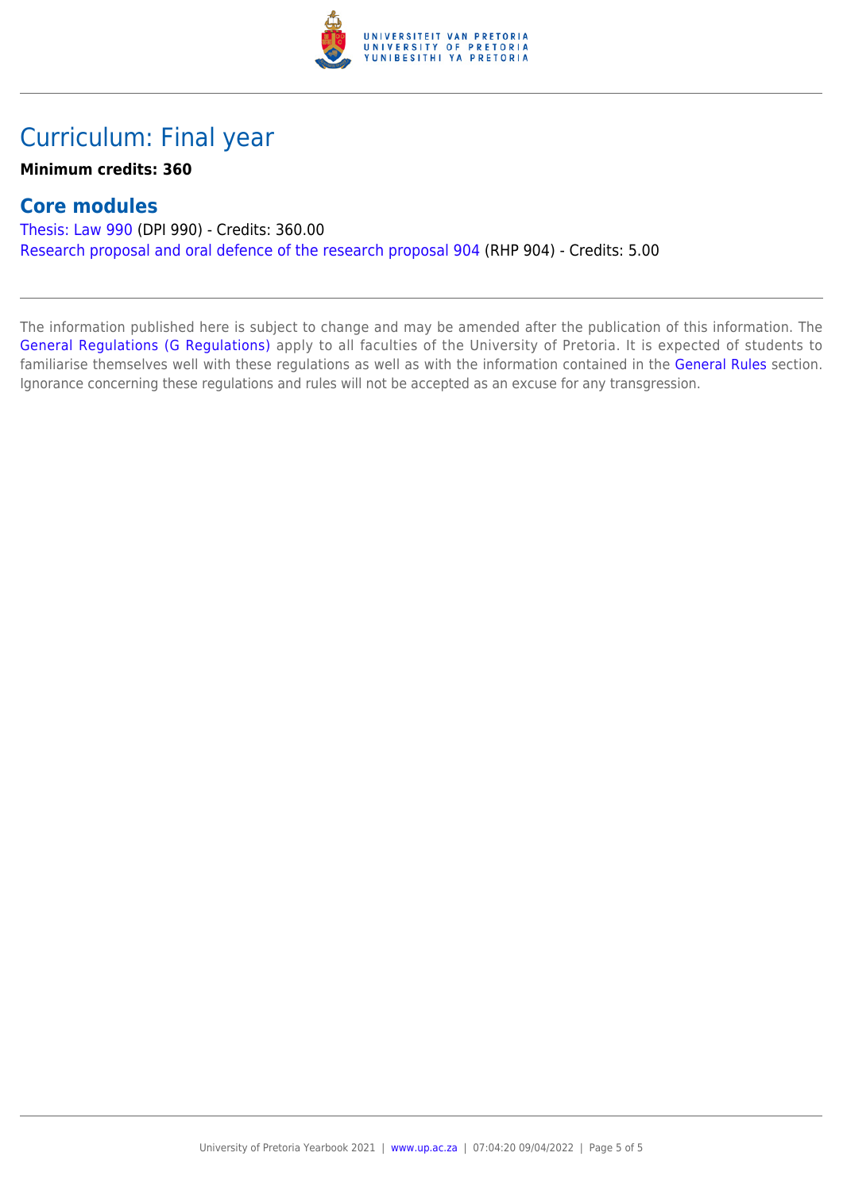## Curriculum: Final year

**Minimum credits: 360**

### Core modules

Thesis: Law 990 (DPI 990) - Credits: 360.00
Research proposal and oral defence of the research proposal 904 (RHP 904) - Credits: 5.00

The information published here is subject to change and may be amended after the publication of this information. The General Regulations (G Regulations) apply to all faculties of the University of Pretoria. It is expected of students to familiarise themselves well with these regulations as well as with the information contained in the General Rules section. Ignorance concerning these regulations and rules will not be accepted as an excuse for any transgression.